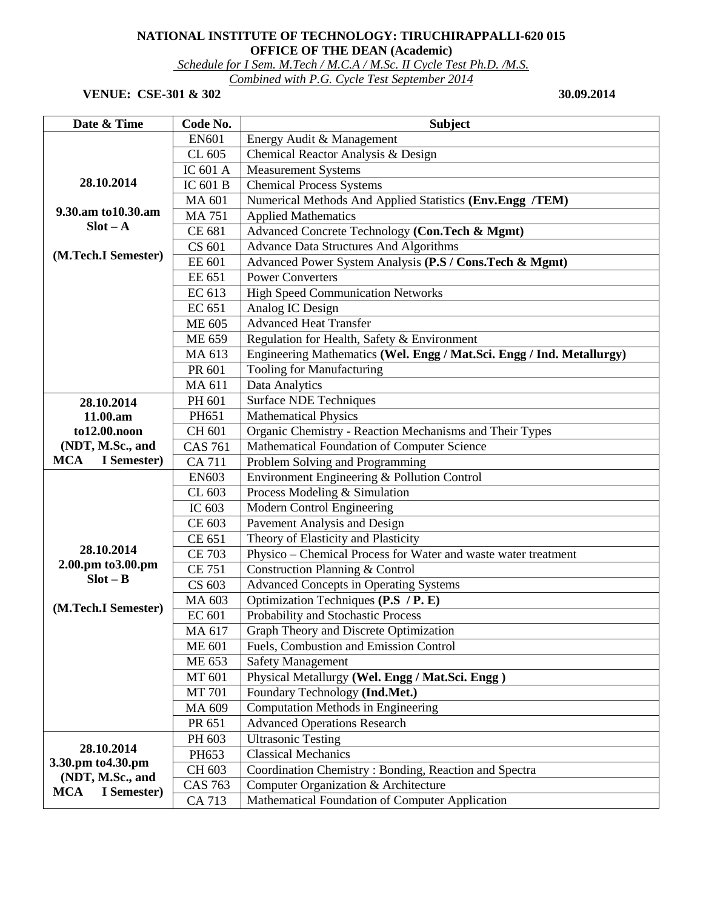**NATIONAL INSTITUTE OF TECHNOLOGY: TIRUCHIRAPPALLI-620 015**

**OFFICE OF THE DEAN (Academic)**

*Schedule for I Sem. M.Tech / M.C.A / M.Sc. II Cycle Test Ph.D. /M.S.*

*Combined with P.G. Cycle Test September 2014*

**VENUE: CSE-301 & 302** **30.09.2014**

| Date & Time | Code No. | Subject |
|---|---|---|
| **28.10.2014 9.30.am to10.30.am Slot – A (M.Tech.I Semester)** | EN601 | Energy Audit & Management |
| | CL 605 | Chemical Reactor Analysis & Design |
| | IC 601 A | Measurement Systems |
| | IC 601 B | Chemical Process Systems |
| | MA 601 | Numerical Methods And Applied Statistics **(Env.Engg /TEM)** |
| | MA 751 | Applied Mathematics |
| | CE 681 | Advanced Concrete Technology **(Con.Tech & Mgmt)** |
| | CS 601 | Advance Data Structures And Algorithms |
| | EE 601 | Advanced Power System Analysis **(P.S / Cons.Tech & Mgmt)** |
| | EE 651 | Power Converters |
| | EC 613 | High Speed Communication Networks |
| | EC 651 | Analog IC Design |
| | ME 605 | Advanced Heat Transfer |
| | ME 659 | Regulation for Health, Safety & Environment |
| | MA 613 | Engineering Mathematics **(Wel. Engg / Mat.Sci. Engg / Ind. Metallurgy)** |
| | PR 601 | Tooling for Manufacturing |
| | MA 611 | Data Analytics |
| **28.10.2014 11.00.am to12.00.noon (NDT, M.Sc., and MCA I Semester)** | PH 601 | Surface NDE Techniques |
| | PH651 | Mathematical Physics |
| | CH 601 | Organic Chemistry - Reaction Mechanisms and Their Types |
| | CAS 761 | Mathematical Foundation of Computer Science |
| | CA 711 | Problem Solving and Programming |
| **28.10.2014 2.00.pm to3.00.pm Slot – B (M.Tech.I Semester)** | EN603 | Environment Engineering & Pollution Control |
| | CL 603 | Process Modeling & Simulation |
| | IC 603 | Modern Control Engineering |
| | CE 603 | Pavement Analysis and Design |
| | CE 651 | Theory of Elasticity and Plasticity |
| | CE 703 | Physico – Chemical Process for Water and waste water treatment |
| | CE 751 | Construction Planning & Control |
| | CS 603 | Advanced Concepts in Operating Systems |
| | MA 603 | Optimization Techniques **(P.S / P. E)** |
| | EC 601 | Probability and Stochastic Process |
| | MA 617 | Graph Theory and Discrete Optimization |
| | ME 601 | Fuels, Combustion and Emission Control |
| | ME 653 | Safety Management |
| | MT 601 | Physical Metallurgy **(Wel. Engg / Mat.Sci. Engg )** |
| | MT 701 | Foundary Technology **(Ind.Met.)** |
| | MA 609 | Computation Methods in Engineering |
| | PR 651 | Advanced Operations Research |
| **28.10.2014 3.30.pm to4.30.pm (NDT, M.Sc., and MCA I Semester)** | PH 603 | Ultrasonic Testing |
| | PH653 | Classical Mechanics |
| | CH 603 | Coordination Chemistry : Bonding, Reaction and Spectra |
| | CAS 763 | Computer Organization & Architecture |
| | CA 713 | Mathematical Foundation of Computer Application |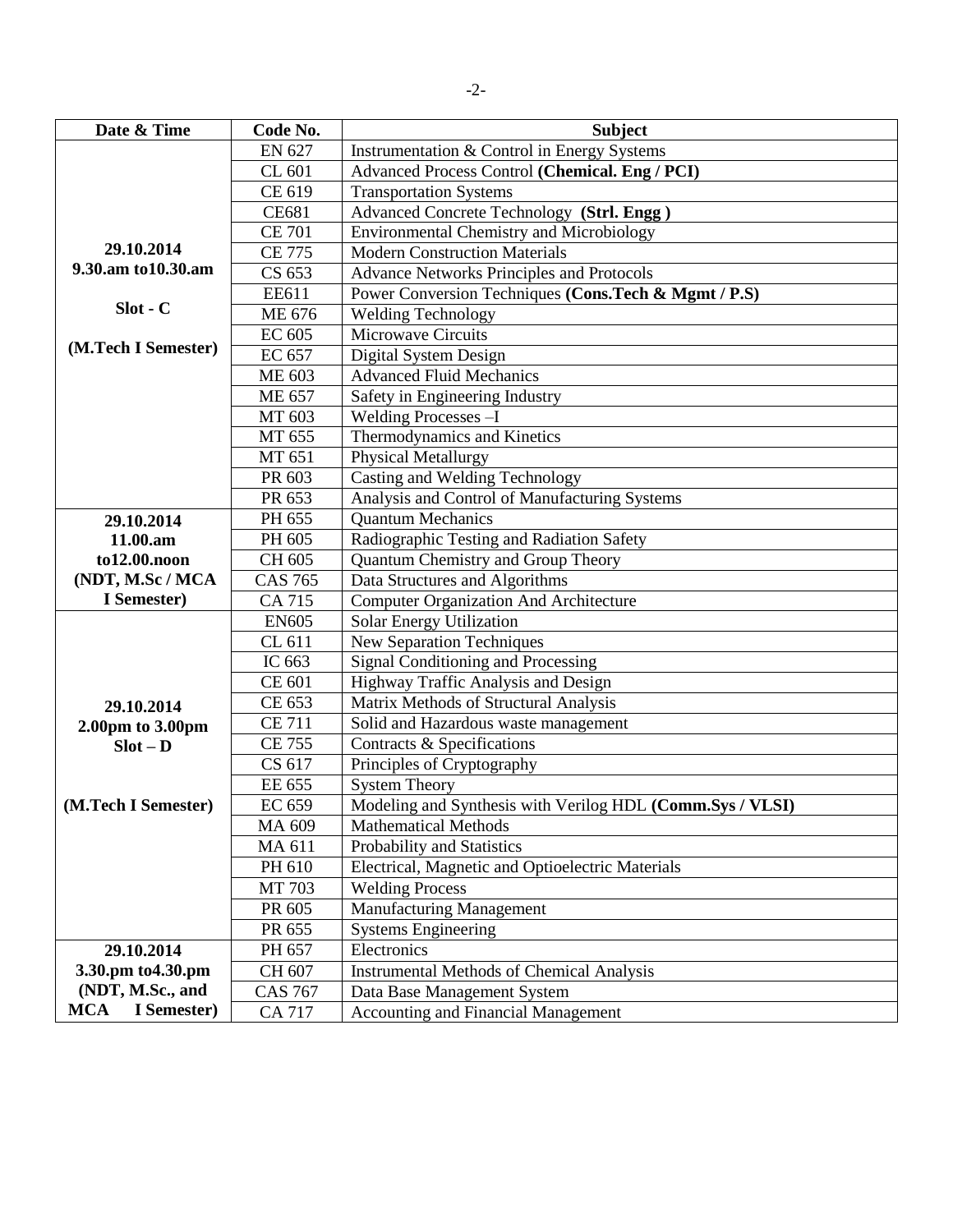| Date & Time | Code No. | Subject |
|---|---|---|
| 29.10.2014 9.30.am to10.30.am Slot - C (M.Tech I Semester) | EN 627 | Instrumentation & Control in Energy Systems |
| | CL 601 | Advanced Process Control **(Chemical. Eng / PCI)** |
| | CE 619 | Transportation Systems |
| | CE681 | Advanced Concrete Technology **(Strl. Engg )** |
| | CE 701 | Environmental Chemistry and Microbiology |
| | CE 775 | Modern Construction Materials |
| | CS 653 | Advance Networks Principles and Protocols |
| | EE611 | Power Conversion Techniques **(Cons.Tech & Mgmt / P.S)** |
| | ME 676 | Welding Technology |
| | EC 605 | Microwave Circuits |
| | EC 657 | Digital System Design |
| | ME 603 | Advanced Fluid Mechanics |
| | ME 657 | Safety in Engineering Industry |
| | MT 603 | Welding Processes –I |
| | MT 655 | Thermodynamics and Kinetics |
| | MT 651 | Physical Metallurgy |
| | PR 603 | Casting and Welding Technology |
| | PR 653 | Analysis and Control of Manufacturing Systems |
| 29.10.2014 11.00.am to12.00.noon (NDT, M.Sc / MCA I Semester) | PH 655 | Quantum Mechanics |
| | PH 605 | Radiographic Testing and Radiation Safety |
| | CH 605 | Quantum Chemistry and Group Theory |
| | CAS 765 | Data Structures and Algorithms |
| | CA 715 | Computer Organization And Architecture |
| 29.10.2014 2.00pm to 3.00pm Slot – D (M.Tech I Semester) | EN605 | Solar Energy Utilization |
| | CL 611 | New Separation Techniques |
| | IC 663 | Signal Conditioning and Processing |
| | CE 601 | Highway Traffic Analysis and Design |
| | CE 653 | Matrix Methods of Structural Analysis |
| | CE 711 | Solid and Hazardous waste management |
| | CE 755 | Contracts & Specifications |
| | CS 617 | Principles of Cryptography |
| | EE 655 | System Theory |
| | EC 659 | Modeling and Synthesis with Verilog HDL **(Comm.Sys / VLSI)** |
| | MA 609 | Mathematical Methods |
| | MA 611 | Probability and Statistics |
| | PH 610 | Electrical, Magnetic and Optioelectric Materials |
| | MT 703 | Welding Process |
| | PR 605 | Manufacturing Management |
| | PR 655 | Systems Engineering |
| 29.10.2014 3.30.pm to4.30.pm (NDT, M.Sc., and MCA I Semester) | PH 657 | Electronics |
| | CH 607 | Instrumental Methods of Chemical Analysis |
| | CAS 767 | Data Base Management System |
| | CA 717 | Accounting and Financial Management |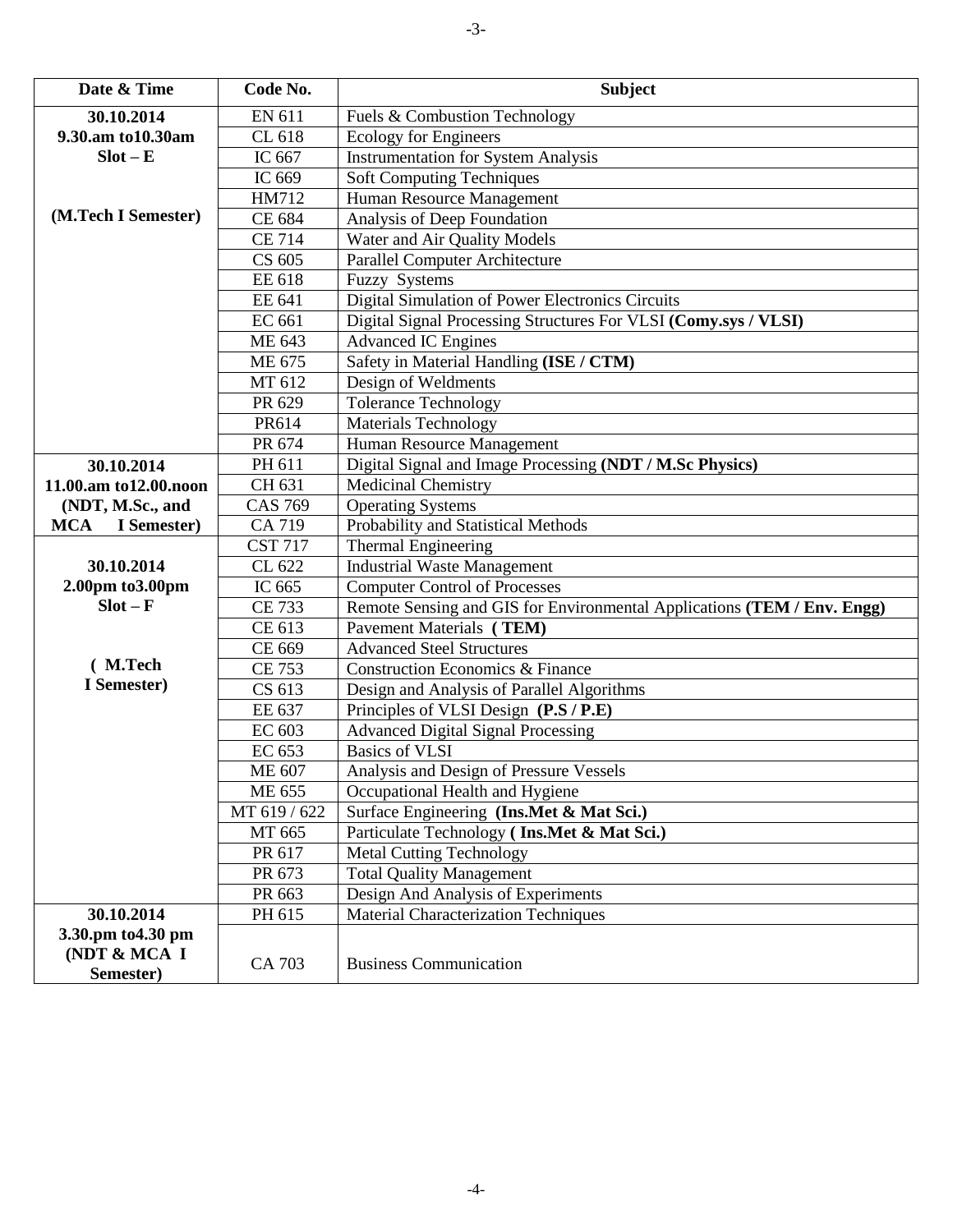| Date & Time | Code No. | Subject |
|---|---|---|
| **30.10.2014 9.30.am to10.30am Slot – E (M.Tech I Semester)** | EN 611 | Fuels & Combustion Technology |
| | CL 618 | Ecology for Engineers |
| | IC 667 | Instrumentation for System Analysis |
| | IC 669 | Soft Computing Techniques |
| | HM712 | Human Resource Management |
| | CE 684 | Analysis of Deep Foundation |
| | CE 714 | Water and Air Quality Models |
| | CS 605 | Parallel Computer Architecture |
| | EE 618 | Fuzzy Systems |
| | EE 641 | Digital Simulation of Power Electronics Circuits |
| | EC 661 | Digital Signal Processing Structures For VLSI **(Comy.sys / VLSI)** |
| | ME 643 | Advanced IC Engines |
| | ME 675 | Safety in Material Handling **(ISE / CTM)** |
| | MT 612 | Design of Weldments |
| | PR 629 | Tolerance Technology |
| | PR614 | Materials Technology |
| | PR 674 | Human Resource Management |
| **30.10.2014 11.00.am to12.00.noon (NDT, M.Sc., and MCA I Semester)** | PH 611 | Digital Signal and Image Processing **(NDT / M.Sc Physics)** |
| | CH 631 | Medicinal Chemistry |
| | CAS 769 | Operating Systems |
| | CA 719 | Probability and Statistical Methods |
| **30.10.2014 2.00pm to3.00pm Slot – F ( M.Tech I Semester)** | CST 717 | Thermal Engineering |
| | CL 622 | Industrial Waste Management |
| | IC 665 | Computer Control of Processes |
| | CE 733 | Remote Sensing and GIS for Environmental Applications **(TEM / Env. Engg)** |
| | CE 613 | Pavement Materials **( TEM)** |
| | CE 669 | Advanced Steel Structures |
| | CE 753 | Construction Economics & Finance |
| | CS 613 | Design and Analysis of Parallel Algorithms |
| | EE 637 | Principles of VLSI Design **(P.S / P.E)** |
| | EC 603 | Advanced Digital Signal Processing |
| | EC 653 | Basics of VLSI |
| | ME 607 | Analysis and Design of Pressure Vessels |
| | ME 655 | Occupational Health and Hygiene |
| | MT 619 / 622 | Surface Engineering **(Ins.Met & Mat Sci.)** |
| | MT 665 | Particulate Technology **( Ins.Met & Mat Sci.)** |
| | PR 617 | Metal Cutting Technology |
| | PR 673 | Total Quality Management |
| | PR 663 | Design And Analysis of Experiments |
| **30.10.2014 3.30.pm to4.30 pm (NDT & MCA I Semester)** | PH 615 | Material Characterization Techniques |
| | CA 703 | Business Communication |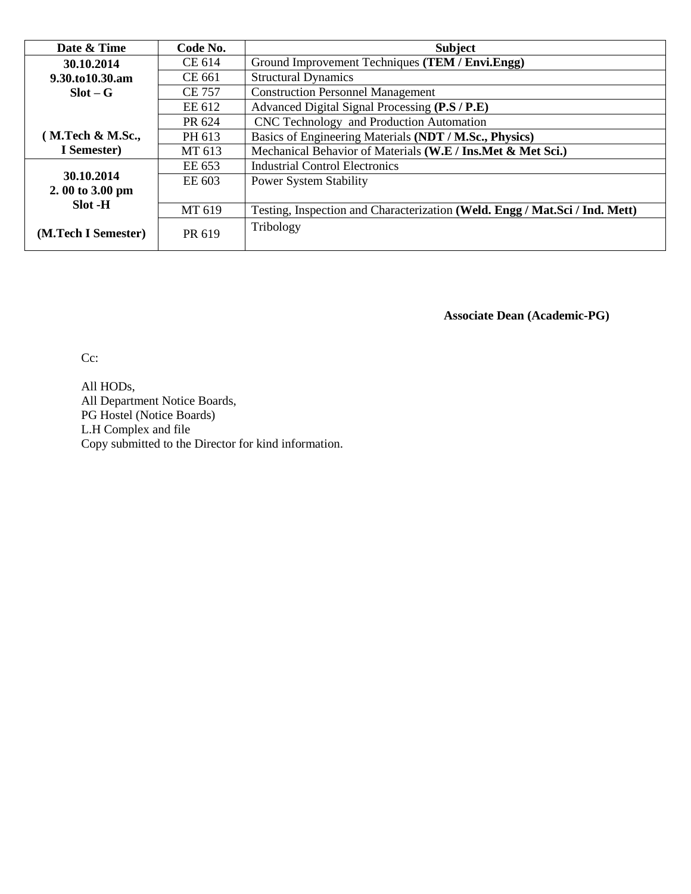| Date & Time | Code No. | Subject |
|---|---|---|
| **30.10.2014 9.30.to10.30.am Slot – G ( M.Tech & M.Sc., I Semester)** | CE 614 | Ground Improvement Techniques **(TEM / Envi.Engg)** |
| | CE 661 | Structural Dynamics |
| | CE 757 | Construction Personnel Management |
| | EE 612 | Advanced Digital Signal Processing **(P.S / P.E)** |
| | PR 624 | CNC Technology and Production Automation |
| | PH 613 | Basics of Engineering Materials **(NDT / M.Sc., Physics)** |
| | MT 613 | Mechanical Behavior of Materials **(W.E / Ins.Met & Met Sci.)** |
| **30.10.2014 2. 00 to 3.00 pm Slot -H (M.Tech I Semester)** | EE 653 | Industrial Control Electronics |
| | EE 603 | Power System Stability |
| | MT 619 | Testing, Inspection and Characterization **(Weld. Engg / Mat.Sci / Ind. Mett)** |
| | PR 619 | Tribology |

**Associate Dean (Academic-PG)**

Cc:

All HODs,
All Department Notice Boards,
PG Hostel (Notice Boards)
L.H Complex and file
Copy submitted to the Director for kind information.